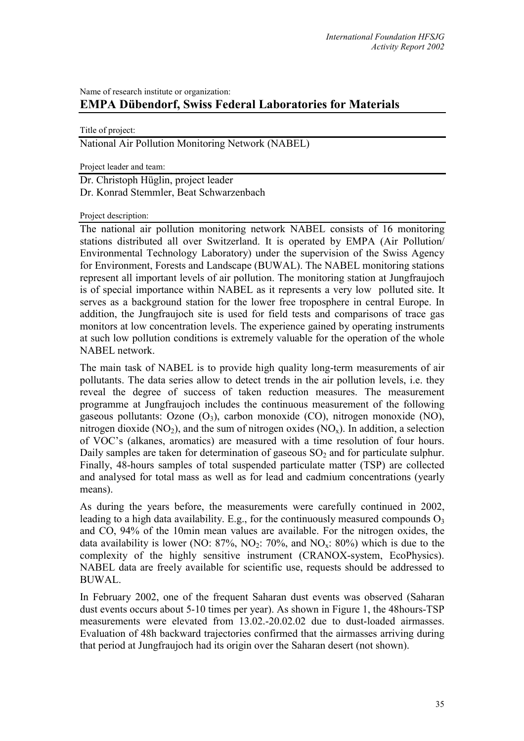Name of research institute or organization:

## EMPA Dübendorf, Swiss Federal Laboratories for Materials

Title of project:

National Air Pollution Monitoring Network (NABEL)

Project leader and team:

Dr. Christoph Hüglin, project leader
Dr. Konrad Stemmler, Beat Schwarzenbach

Project description:

The national air pollution monitoring network NABEL consists of 16 monitoring stations distributed all over Switzerland. It is operated by EMPA (Air Pollution/ Environmental Technology Laboratory) under the supervision of the Swiss Agency for Environment, Forests and Landscape (BUWAL). The NABEL monitoring stations represent all important levels of air pollution. The monitoring station at Jungfraujoch is of special importance within NABEL as it represents a very low polluted site. It serves as a background station for the lower free troposphere in central Europe. In addition, the Jungfraujoch site is used for field tests and comparisons of trace gas monitors at low concentration levels. The experience gained by operating instruments at such low pollution conditions is extremely valuable for the operation of the whole NABEL network.

The main task of NABEL is to provide high quality long-term measurements of air pollutants. The data series allow to detect trends in the air pollution levels, i.e. they reveal the degree of success of taken reduction measures. The measurement programme at Jungfraujoch includes the continuous measurement of the following gaseous pollutants: Ozone ($O_3$), carbon monoxide (CO), nitrogen monoxide (NO), nitrogen dioxide ($NO_2$), and the sum of nitrogen oxides ($NO_x$). In addition, a selection of VOC's (alkanes, aromatics) are measured with a time resolution of four hours. Daily samples are taken for determination of gaseous $SO_2$ and for particulate sulphur. Finally, 48-hours samples of total suspended particulate matter (TSP) are collected and analysed for total mass as well as for lead and cadmium concentrations (yearly means).

As during the years before, the measurements were carefully continued in 2002, leading to a high data availability. E.g., for the continuously measured compounds $O_3$ and CO, 94% of the 10min mean values are available. For the nitrogen oxides, the data availability is lower (NO: 87%, $NO_2$: 70%, and $NO_x$: 80%) which is due to the complexity of the highly sensitive instrument (CRANOX-system, EcoPhysics). NABEL data are freely available for scientific use, requests should be addressed to BUWAL.

In February 2002, one of the frequent Saharan dust events was observed (Saharan dust events occurs about 5-10 times per year). As shown in Figure 1, the 48hours-TSP measurements were elevated from 13.02.-20.02.02 due to dust-loaded airmasses. Evaluation of 48h backward trajectories confirmed that the airmasses arriving during that period at Jungfraujoch had its origin over the Saharan desert (not shown).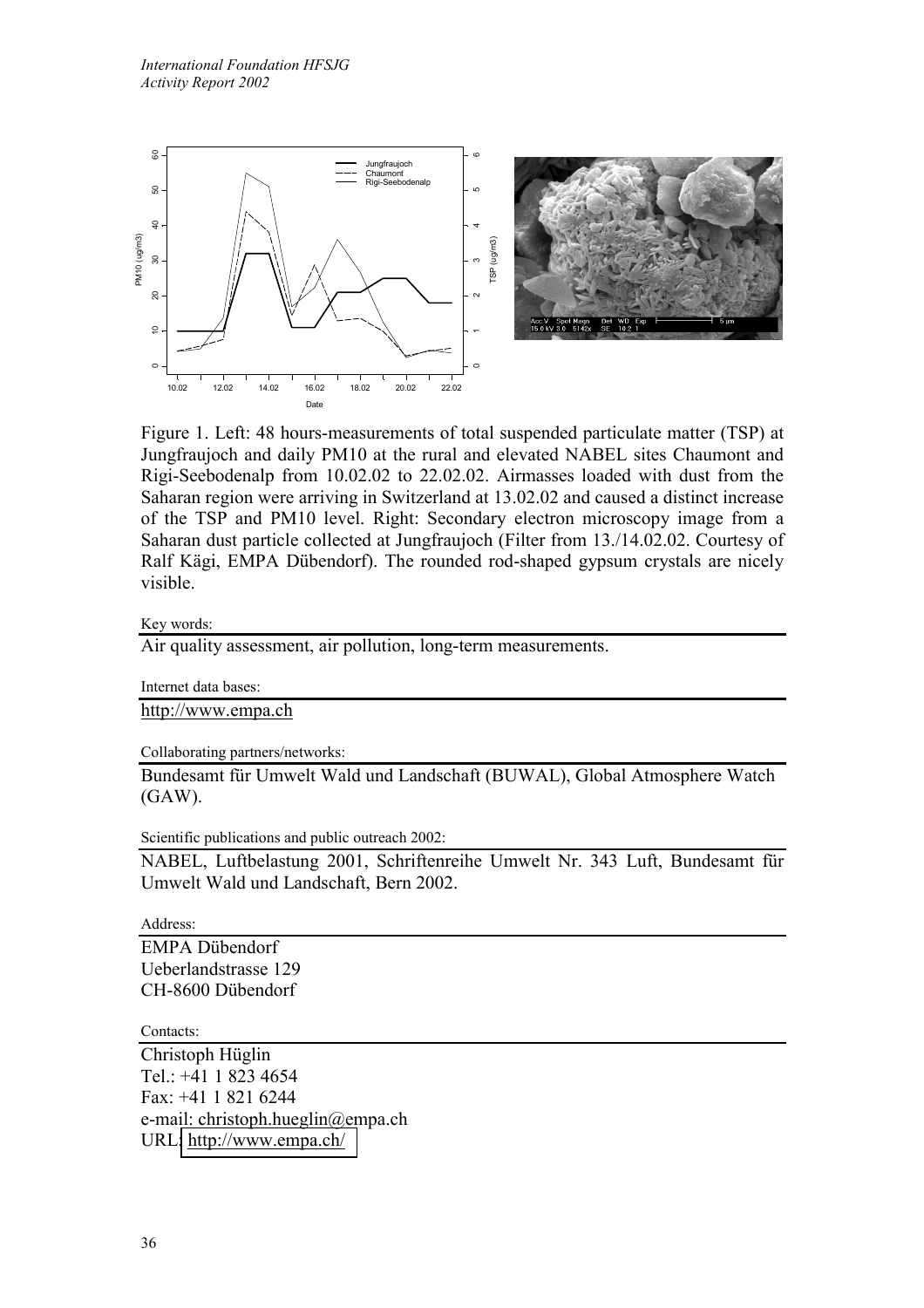PM10 (ug/m3)

0 10 20 30 40 50 60

TSP (ug/m3)

0 1 2 3 4 5 6

Jungfraujoch
Chaumont
Rigi-Seebodenalp

10.02 12.02 14.02 16.02 18.02 20.02 22.02

Date

Acc.V Spot Magn Det WD Exp
15.0 kV 3.0 5142x SE 10.2 1

5 µm

Figure 1. Left: 48 hours-measurements of total suspended particulate matter (TSP) at Jungfraujoch and daily PM10 at the rural and elevated NABEL sites Chaumont and Rigi-Seebodenalp from 10.02.02 to 22.02.02. Airmasses loaded with dust from the Saharan region were arriving in Switzerland at 13.02.02 and caused a distinct increase of the TSP and PM10 level. Right: Secondary electron microscopy image from a Saharan dust particle collected at Jungfraujoch (Filter from 13./14.02.02. Courtesy of Ralf Kägi, EMPA Dübendorf). The rounded rod-shaped gypsum crystals are nicely visible.

Key words:

Air quality assessment, air pollution, long-term measurements.

Internet data bases:

http://www.empa.ch

Collaborating partners/networks:

Bundesamt für Umwelt Wald und Landschaft (BUWAL), Global Atmosphere Watch (GAW).

Scientific publications and public outreach 2002:

NABEL, Luftbelastung 2001, Schriftenreihe Umwelt Nr. 343 Luft, Bundesamt für Umwelt Wald und Landschaft, Bern 2002.

Address:

EMPA Dübendorf
Ueberlandstrasse 129
CH-8600 Dübendorf

Contacts:

Christoph Hüglin
Tel.: +41 1 823 4654
Fax: +41 1 821 6244
e-mail: christoph.hueglin@empa.ch
URL: http://www.empa.ch/